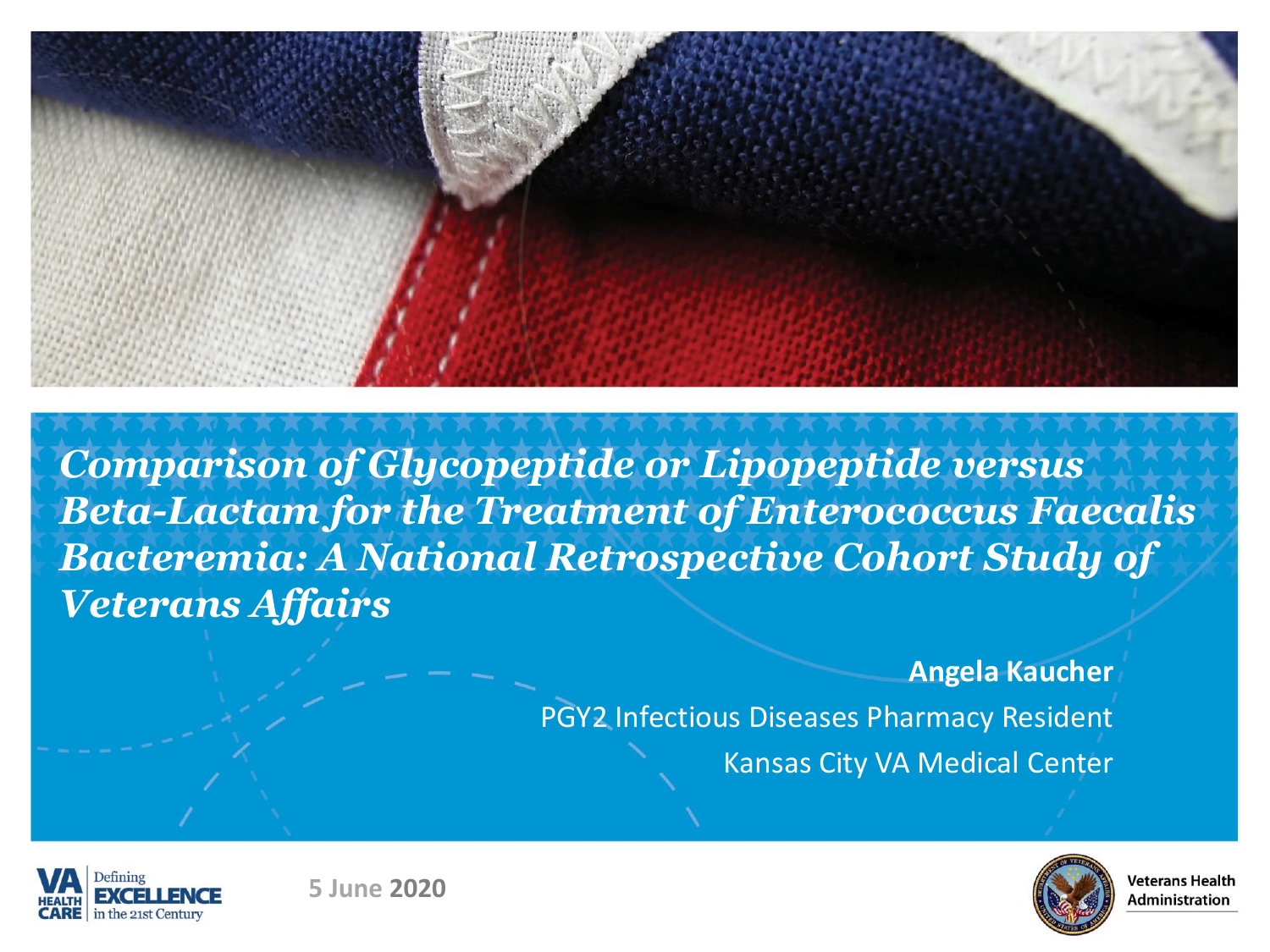# *Comparison of Glycopeptide or Lipopeptide versus Beta-Lactam for the Treatment of Enterococcus Faecalis Bacteremia: A National Retrospective Cohort Study of Veterans Affairs*

**Angela Kaucher**

PGY2 Infectious Diseases Pharmacy Resident

Kansas City VA Medical Center

5 June **2020**

VA HEALTH CARE Defining EXCELLENCE in the 21st Century

Veterans Health Administration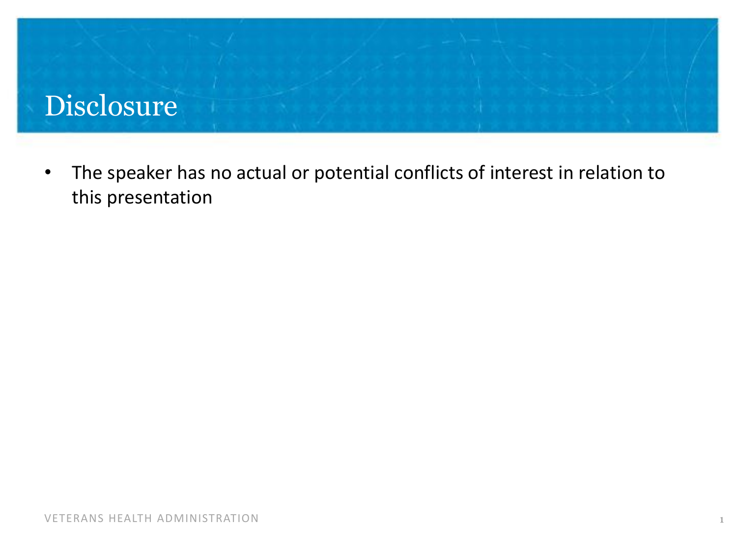# Disclosure

- The speaker has no actual or potential conflicts of interest in relation to this presentation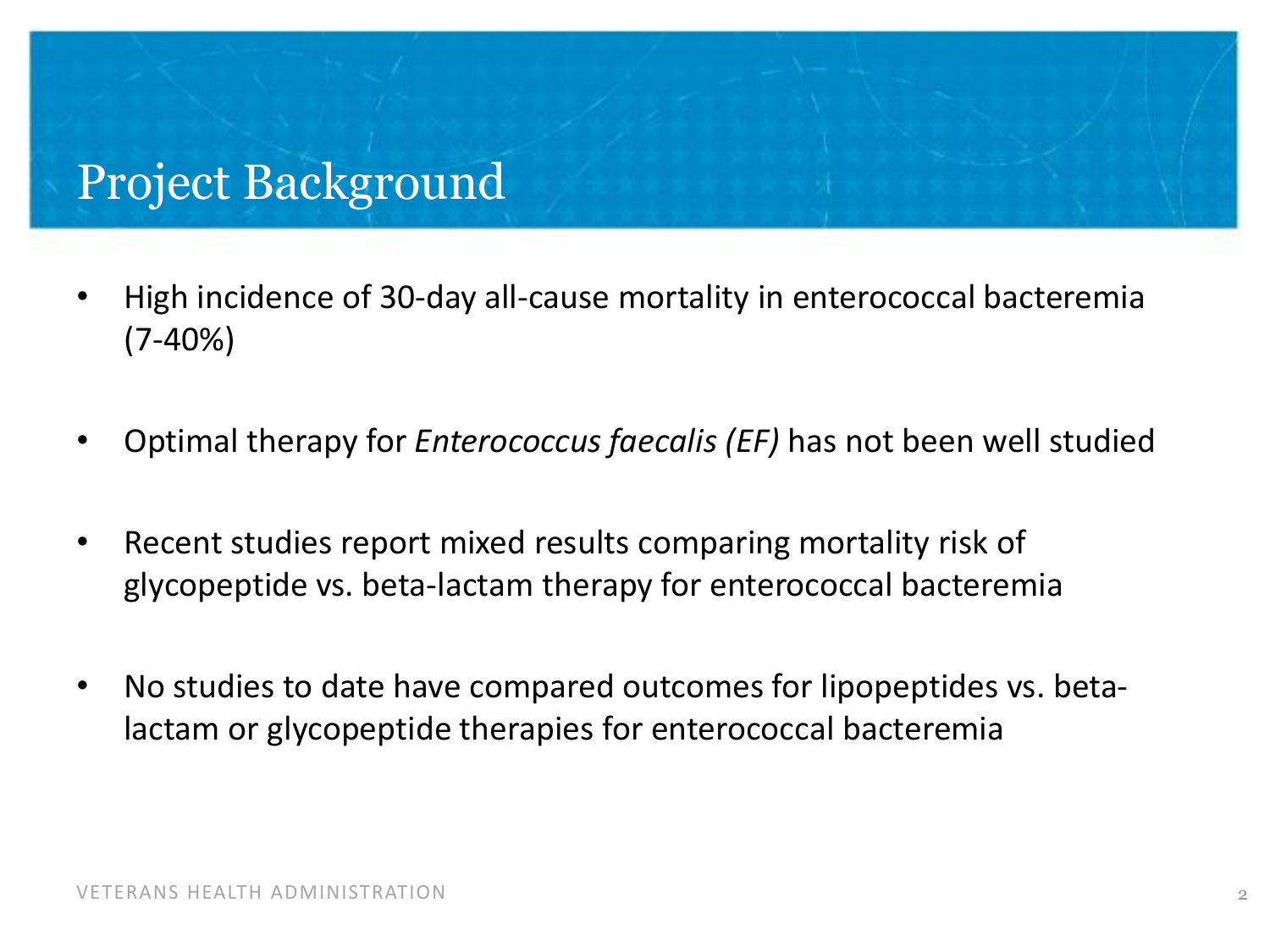# Project Background

- High incidence of 30-day all-cause mortality in enterococcal bacteremia (7-40%)
- Optimal therapy for *Enterococcus faecalis (EF)* has not been well studied
- Recent studies report mixed results comparing mortality risk of glycopeptide vs. beta-lactam therapy for enterococcal bacteremia
- No studies to date have compared outcomes for lipopeptides vs. beta-lactam or glycopeptide therapies for enterococcal bacteremia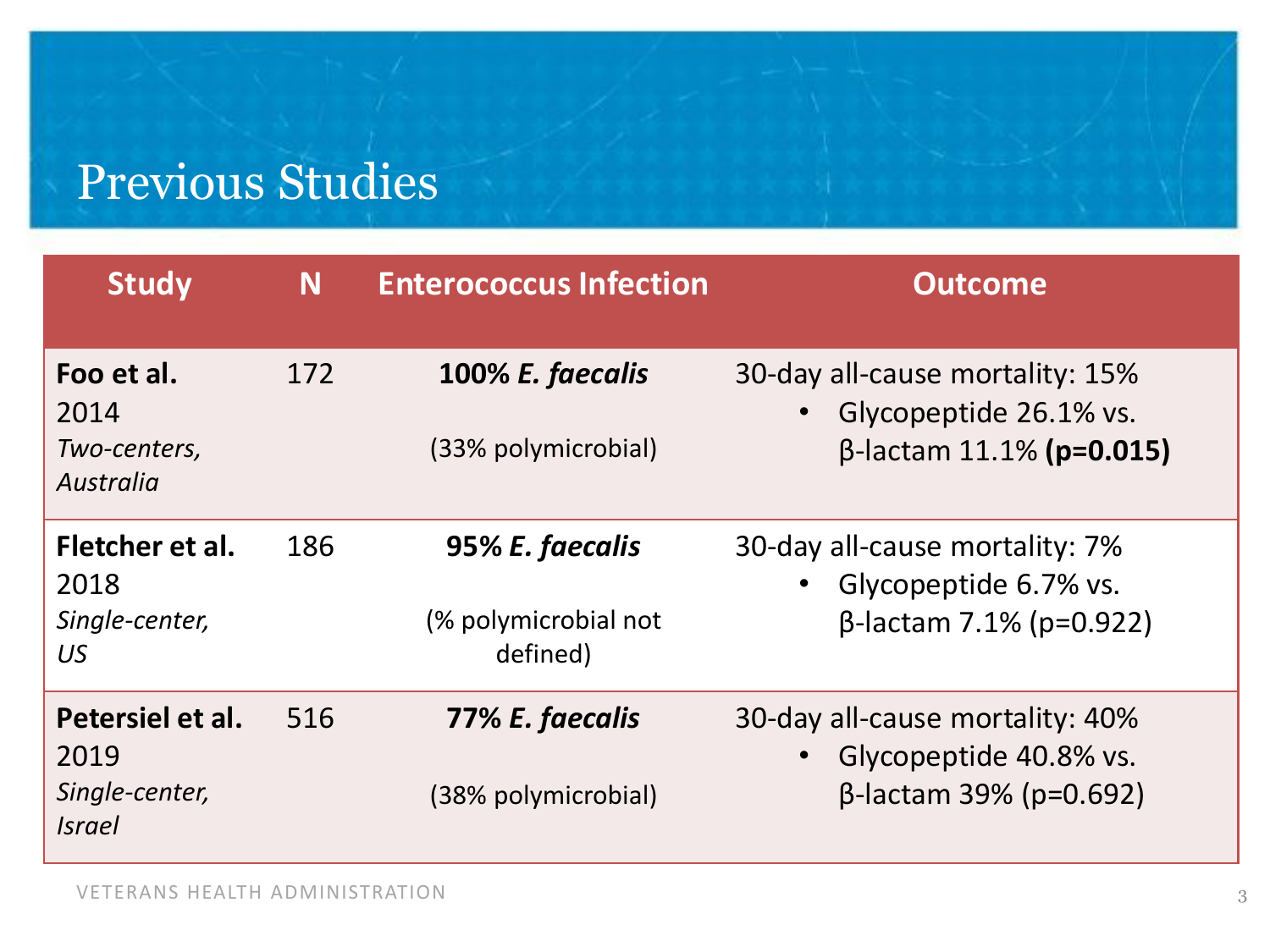# Previous Studies

| Study | N | Enterococcus Infection | Outcome |
|---|---|---|---|
| **Foo et al.** 2014 *Two-centers, Australia* | 172 | ***100% E. faecalis*** (33% polymicrobial) | 30-day all-cause mortality: 15% <br>• Glycopeptide 26.1% vs. β-lactam 11.1% **(p=0.015)** |
| **Fletcher et al.** 2018 *Single-center, US* | 186 | ***95% E. faecalis*** (% polymicrobial not defined) | 30-day all-cause mortality: 7% <br>• Glycopeptide 6.7% vs. β-lactam 7.1% (p=0.922) |
| **Petersiel et al.** 2019 *Single-center, Israel* | 516 | ***77% E. faecalis*** (38% polymicrobial) | 30-day all-cause mortality: 40% <br>• Glycopeptide 40.8% vs. β-lactam 39% (p=0.692) |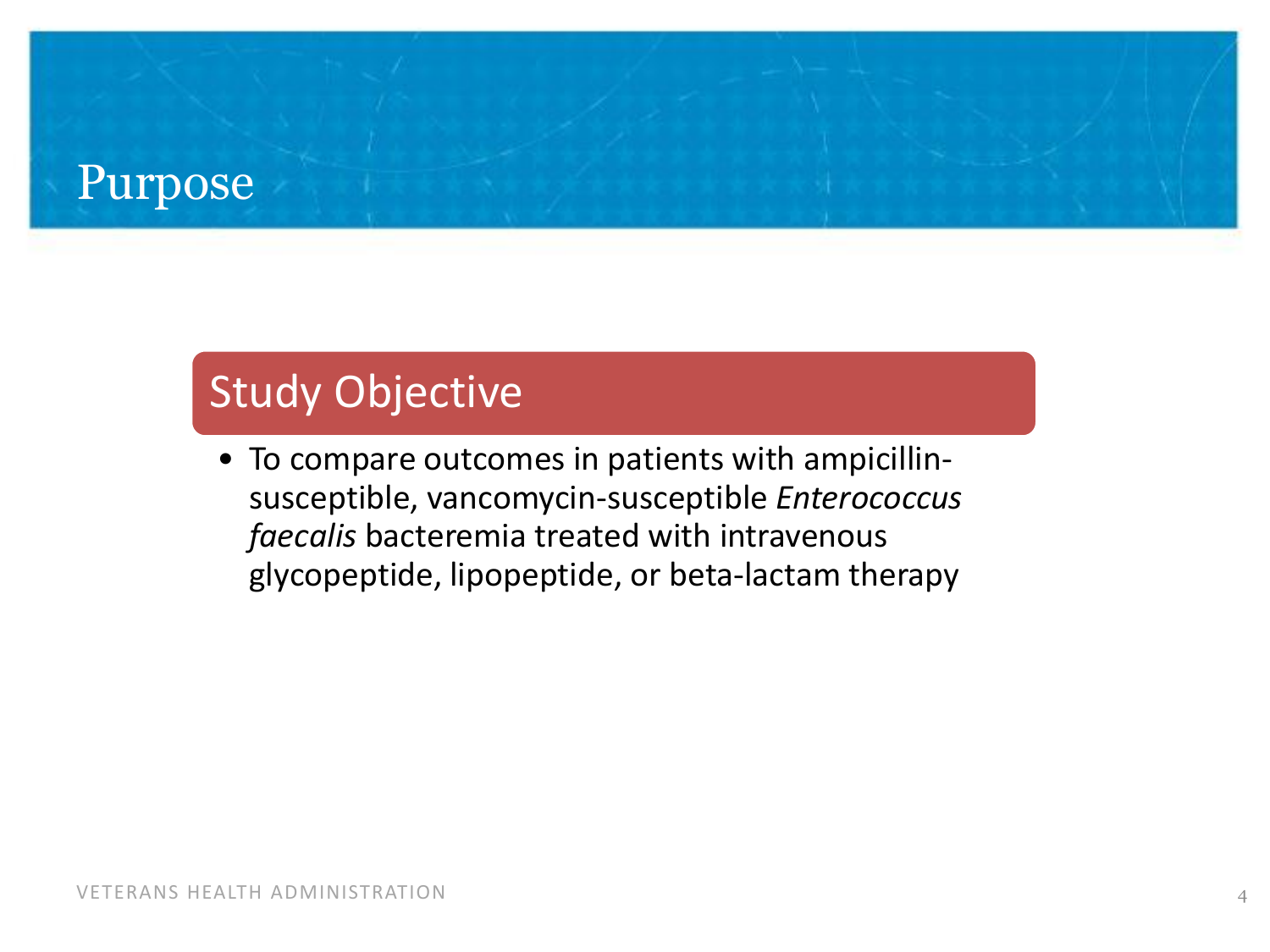# Purpose

## Study Objective

- To compare outcomes in patients with ampicillin-susceptible, vancomycin-susceptible *Enterococcus faecalis* bacteremia treated with intravenous glycopeptide, lipopeptide, or beta-lactam therapy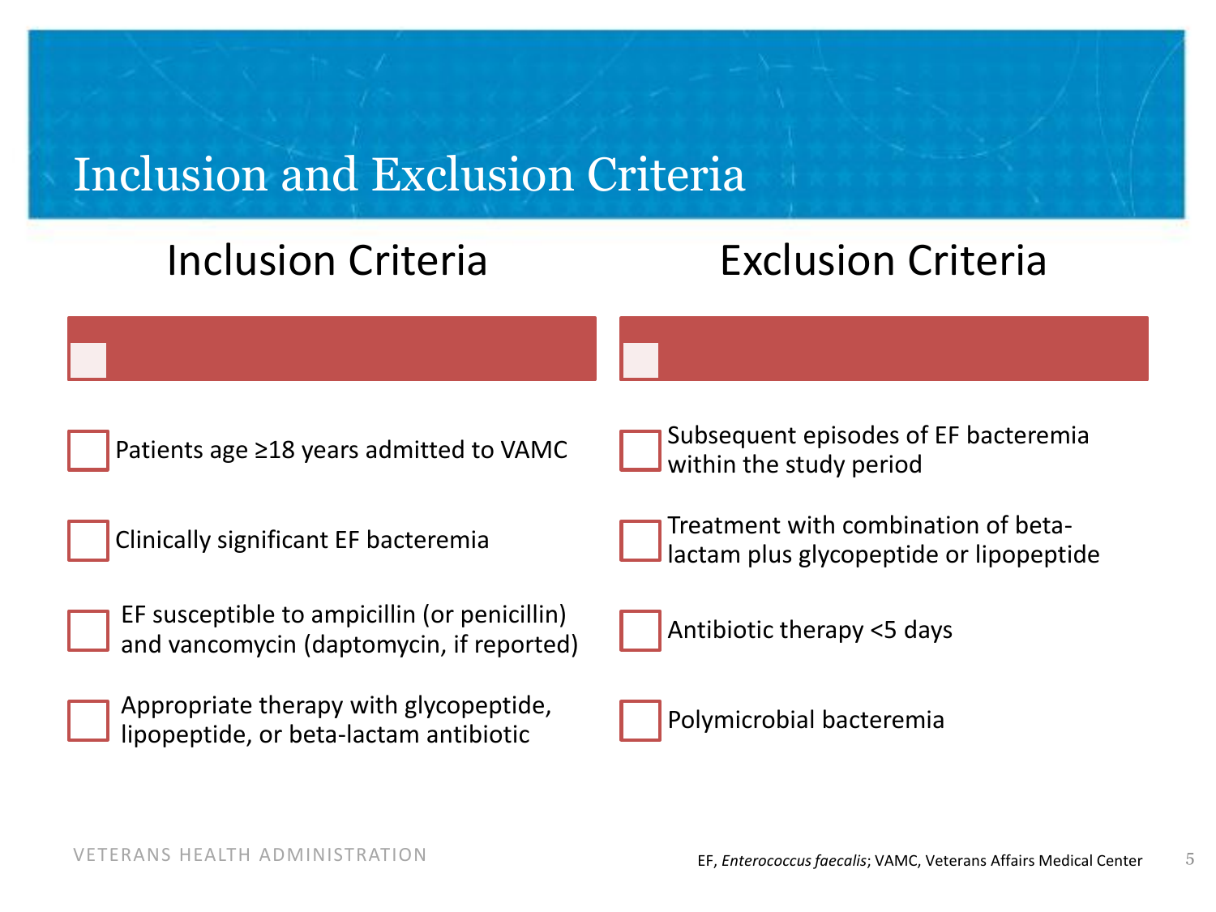# Inclusion and Exclusion Criteria

## Inclusion Criteria

- Patients age ≥18 years admitted to VAMC
- Clinically significant EF bacteremia
- EF susceptible to ampicillin (or penicillin) and vancomycin (daptomycin, if reported)
- Appropriate therapy with glycopeptide, lipopeptide, or beta-lactam antibiotic

## Exclusion Criteria

- Subsequent episodes of EF bacteremia within the study period
- Treatment with combination of beta-lactam plus glycopeptide or lipopeptide
- Antibiotic therapy <5 days
- Polymicrobial bacteremia

EF, *Enterococcus faecalis*; VAMC, Veterans Affairs Medical Center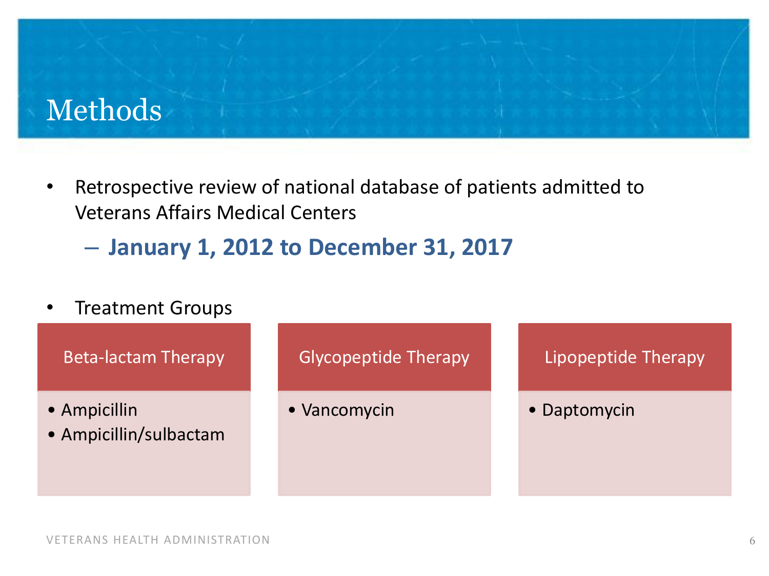# Methods

- Retrospective review of national database of patients admitted to Veterans Affairs Medical Centers
  - **January 1, 2012 to December 31, 2017**

- Treatment Groups

| Beta-lactam Therapy | Glycopeptide Therapy | Lipopeptide Therapy |
| --- | --- | --- |
| • Ampicillin<br>• Ampicillin/sulbactam | • Vancomycin | • Daptomycin |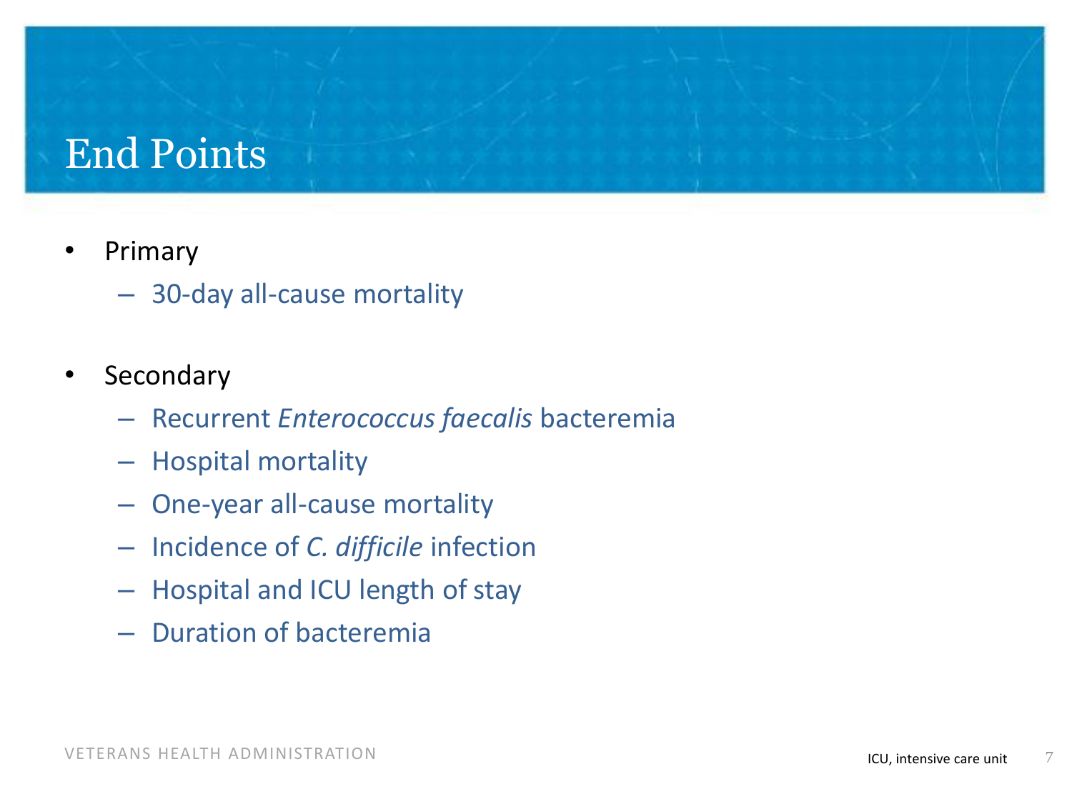# End Points

- Primary
  - 30-day all-cause mortality
- Secondary
  - Recurrent *Enterococcus faecalis* bacteremia
  - Hospital mortality
  - One-year all-cause mortality
  - Incidence of *C. difficile* infection
  - Hospital and ICU length of stay
  - Duration of bacteremia

ICU, intensive care unit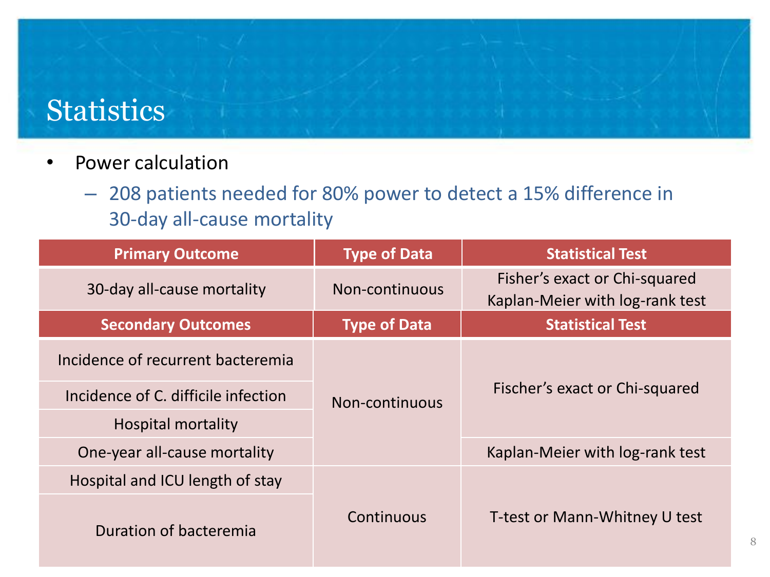# Statistics

- Power calculation
  - 208 patients needed for 80% power to detect a 15% difference in 30-day all-cause mortality

| Primary Outcome | Type of Data | Statistical Test |
|---|---|---|
| 30-day all-cause mortality | Non-continuous | Fisher's exact or Chi-squared<br>Kaplan-Meier with log-rank test |
| **Secondary Outcomes** | **Type of Data** | **Statistical Test** |
| Incidence of recurrent bacteremia | Non-continuous | Fischer's exact or Chi-squared |
| Incidence of C. difficile infection | | |
| Hospital mortality | | |
| One-year all-cause mortality | | Kaplan-Meier with log-rank test |
| Hospital and ICU length of stay | Continuous | T-test or Mann-Whitney U test |
| Duration of bacteremia | | |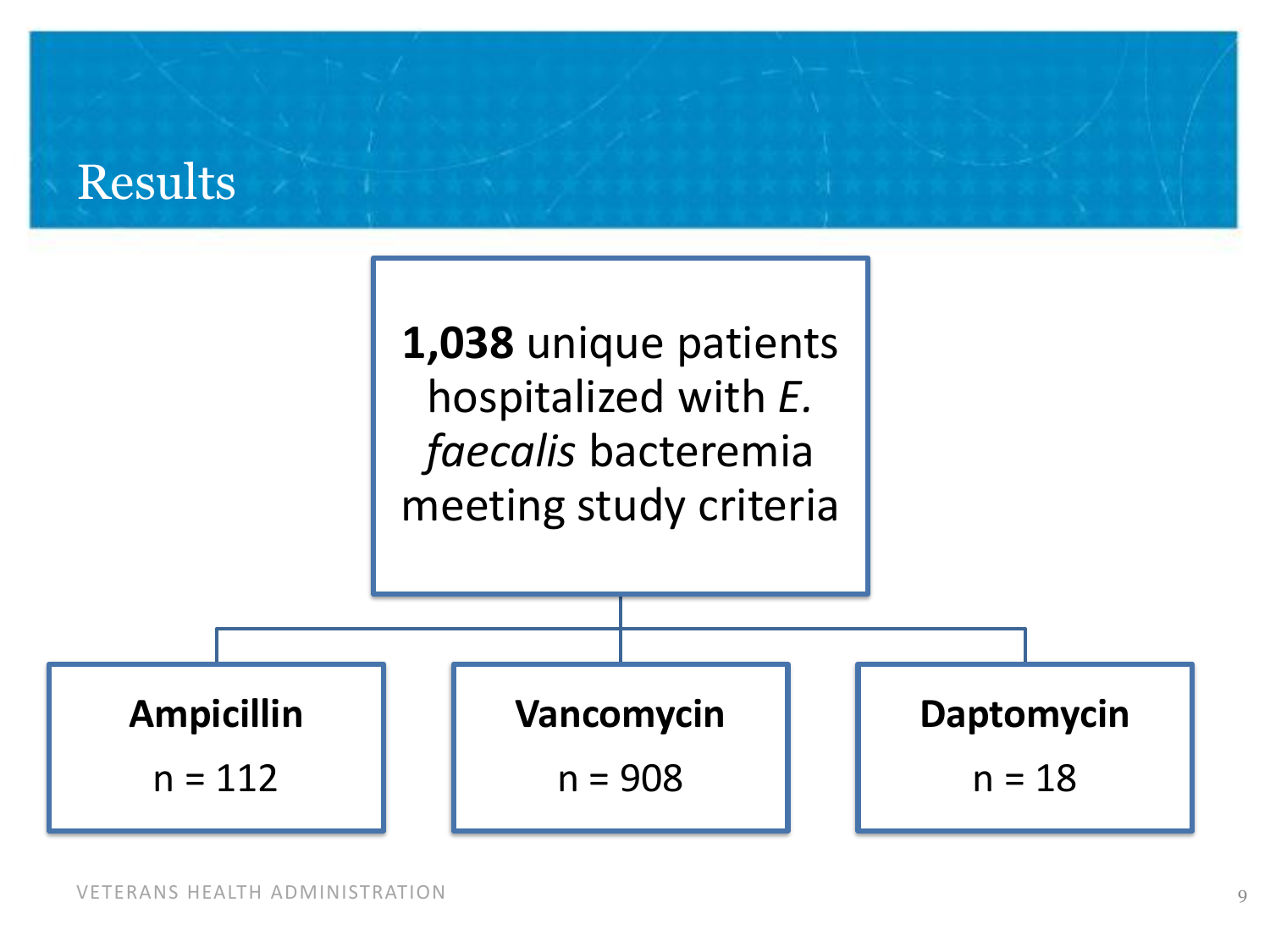# Results

**1,038** unique patients hospitalized with *E. faecalis* bacteremia meeting study criteria

| **Ampicillin** | **Vancomycin** | **Daptomycin** |
|---|---|---|
| n = 112 | n = 908 | n = 18 |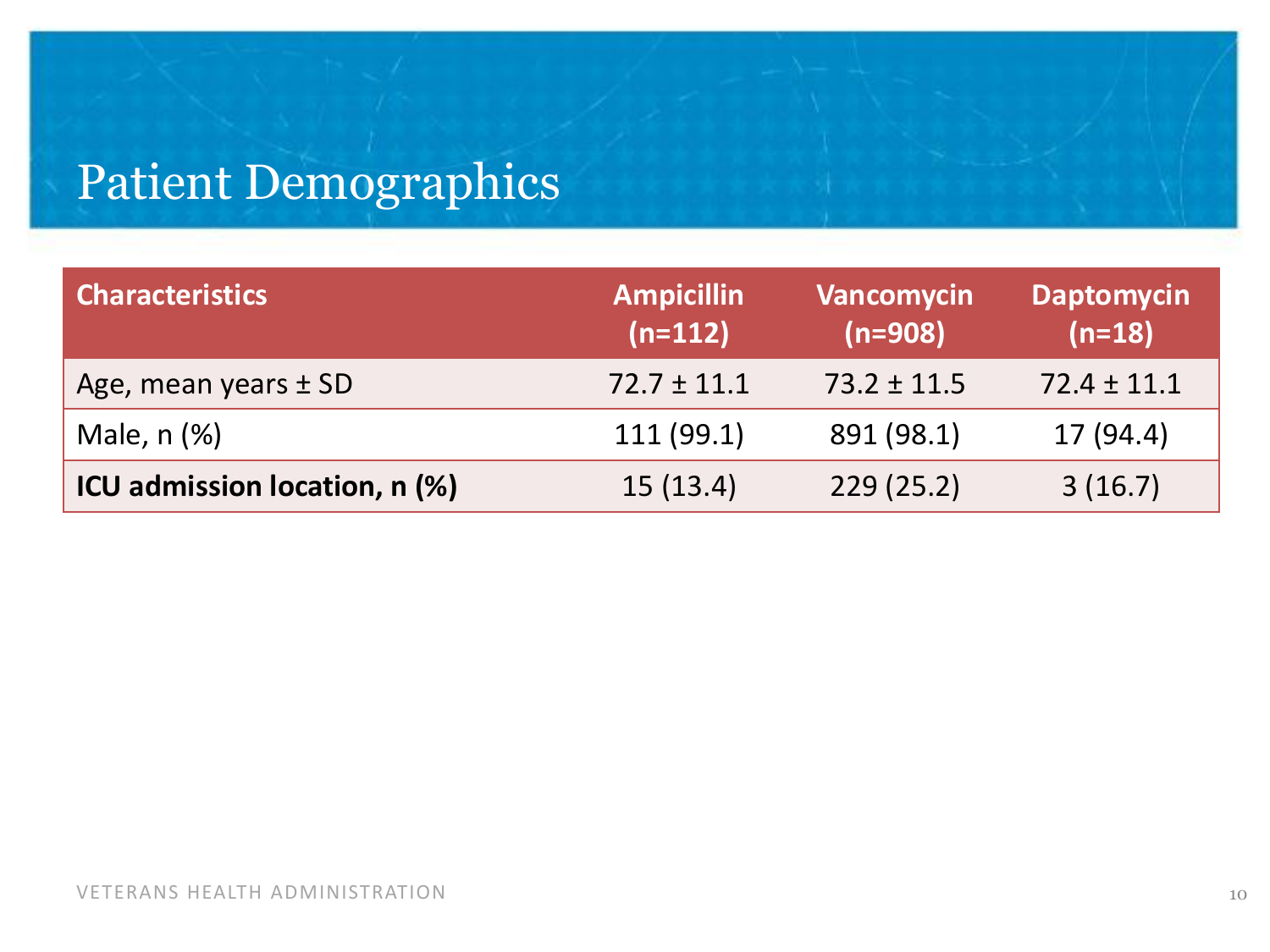# Patient Demographics

| Characteristics | Ampicillin (n=112) | Vancomycin (n=908) | Daptomycin (n=18) |
|---|---|---|---|
| Age, mean years ± SD | 72.7 ± 11.1 | 73.2 ± 11.5 | 72.4 ± 11.1 |
| Male, n (%) | 111 (99.1) | 891 (98.1) | 17 (94.4) |
| **ICU admission location, n (%)** | 15 (13.4) | 229 (25.2) | 3 (16.7) |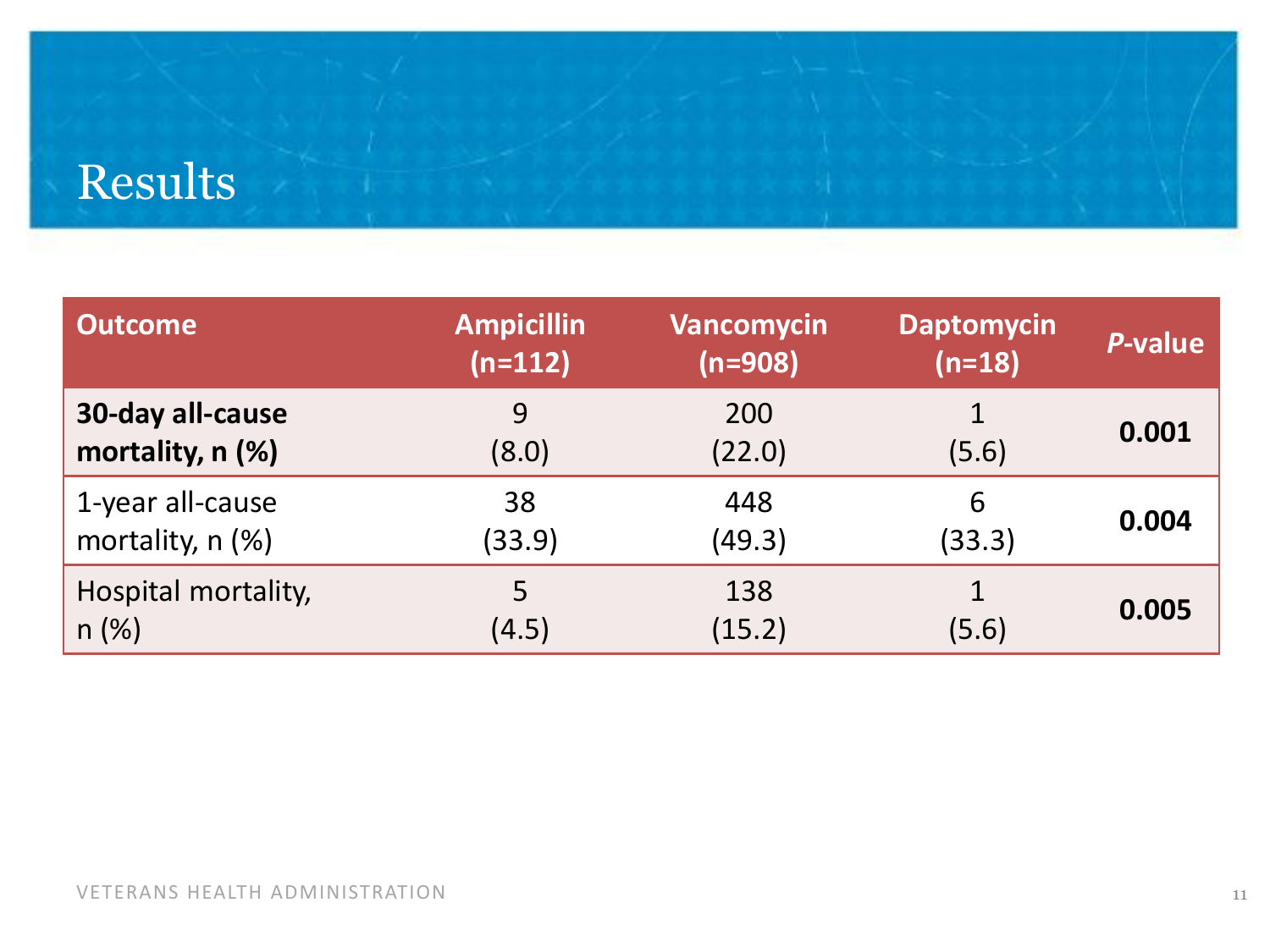# Results

| Outcome | Ampicillin (n=112) | Vancomycin (n=908) | Daptomycin (n=18) | *P*-value |
|---|---|---|---|---|
| **30-day all-cause mortality, n (%)** | 9 (8.0) | 200 (22.0) | 1 (5.6) | **0.001** |
| 1-year all-cause mortality, n (%) | 38 (33.9) | 448 (49.3) | 6 (33.3) | **0.004** |
| Hospital mortality, n (%) | 5 (4.5) | 138 (15.2) | 1 (5.6) | **0.005** |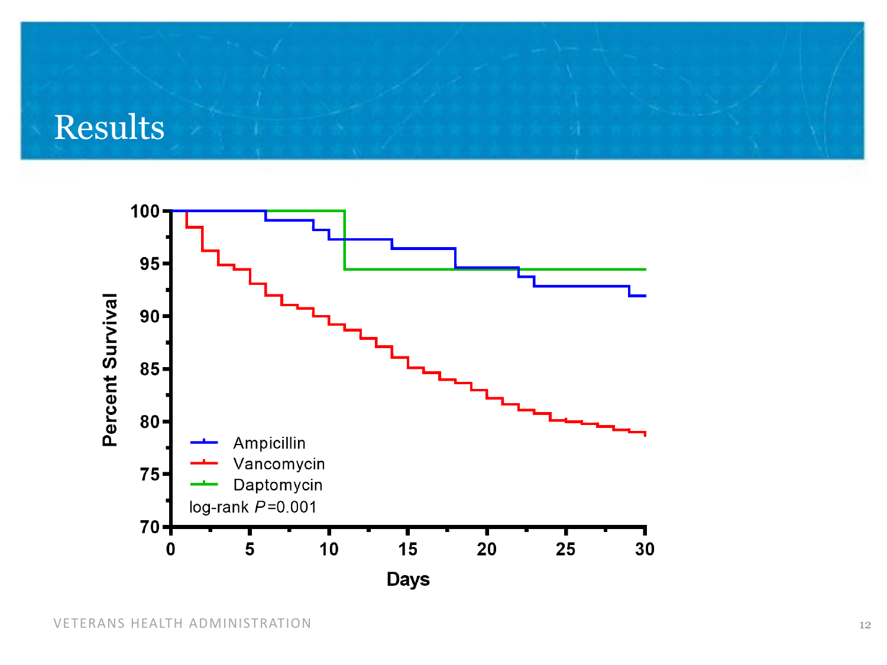# Results

Percent Survival

100
95
90
85
80
75
70

0 5 10 15 20 25 30

Days

- Ampicillin
- Vancomycin
- Daptomycin

log-rank $P$=0.001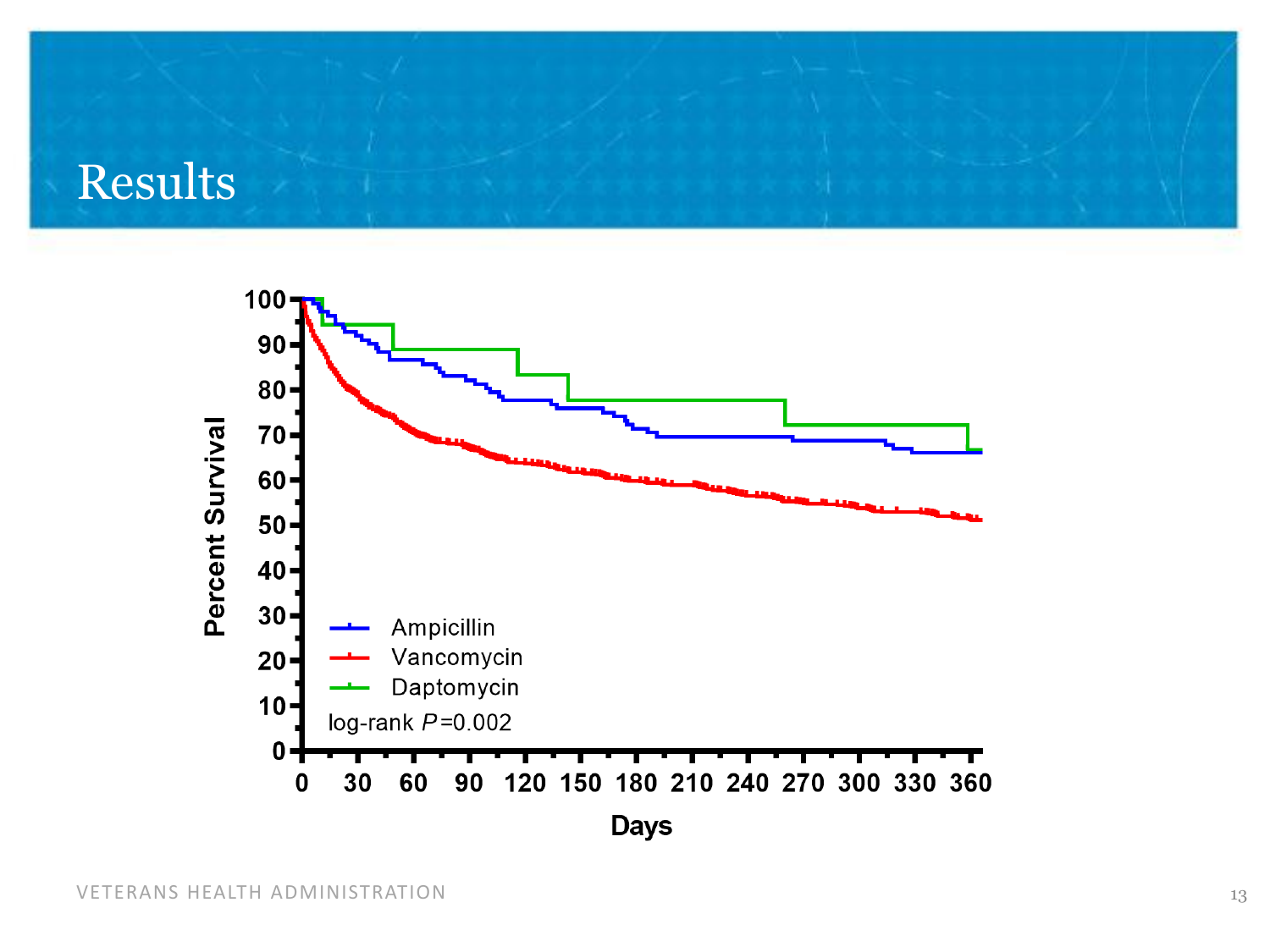# Results

Percent Survival

100
90
80
70
60
50
40
30
20
10
0

0 30 60 90 120 150 180 210 240 270 300 330 360

Days

Ampicillin
Vancomycin
Daptomycin

log-rank *P*=0.002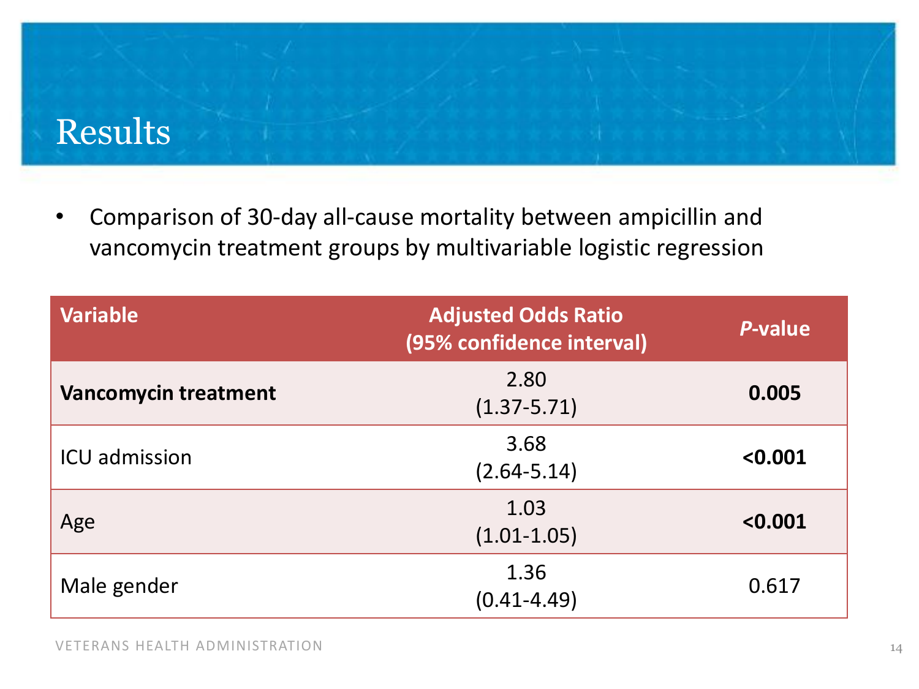# Results

- Comparison of 30-day all-cause mortality between ampicillin and vancomycin treatment groups by multivariable logistic regression

| Variable | Adjusted Odds Ratio (95% confidence interval) | *P*-value |
|---|---|---|
| **Vancomycin treatment** | 2.80 (1.37-5.71) | **0.005** |
| ICU admission | 3.68 (2.64-5.14) | **<0.001** |
| Age | 1.03 (1.01-1.05) | **<0.001** |
| Male gender | 1.36 (0.41-4.49) | 0.617 |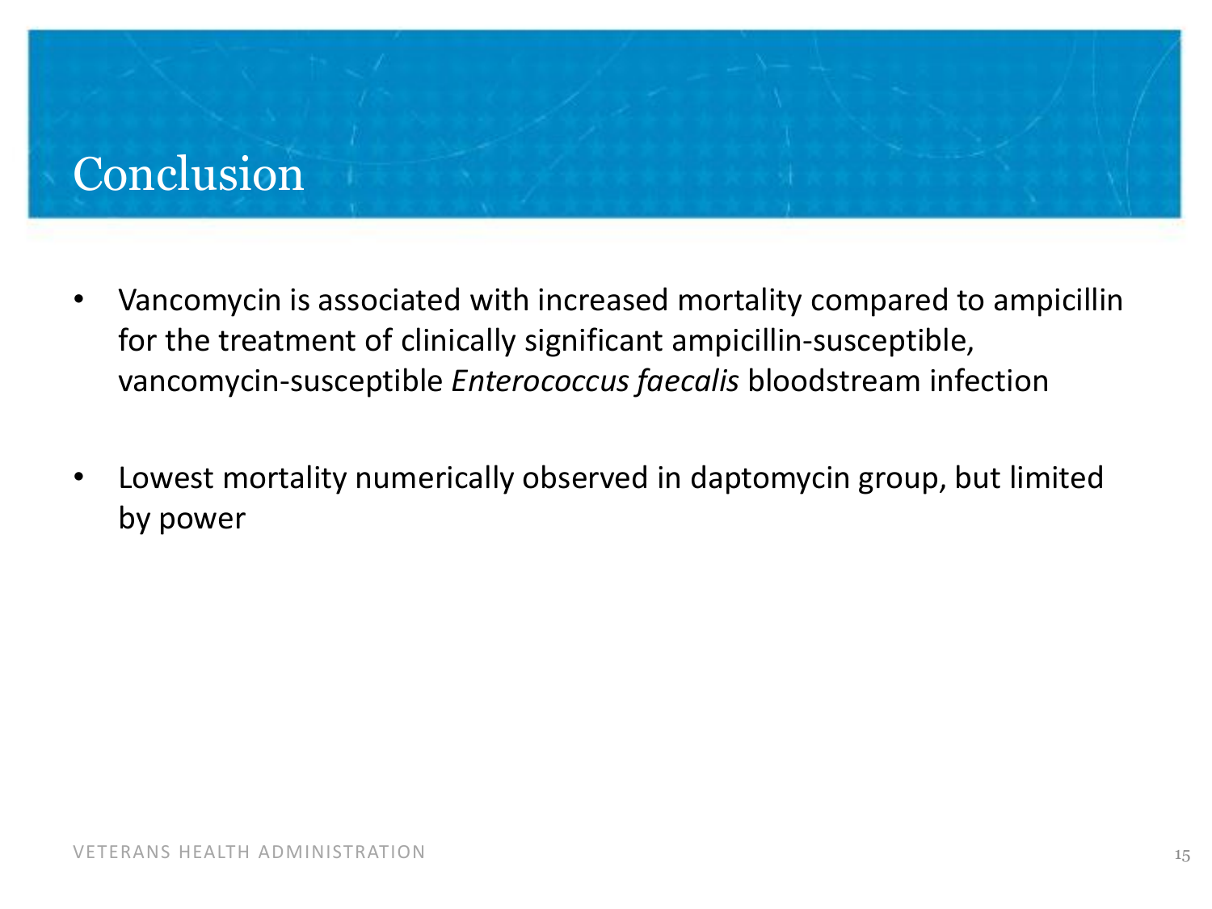# Conclusion

- Vancomycin is associated with increased mortality compared to ampicillin for the treatment of clinically significant ampicillin-susceptible, vancomycin-susceptible *Enterococcus faecalis* bloodstream infection

- Lowest mortality numerically observed in daptomycin group, but limited by power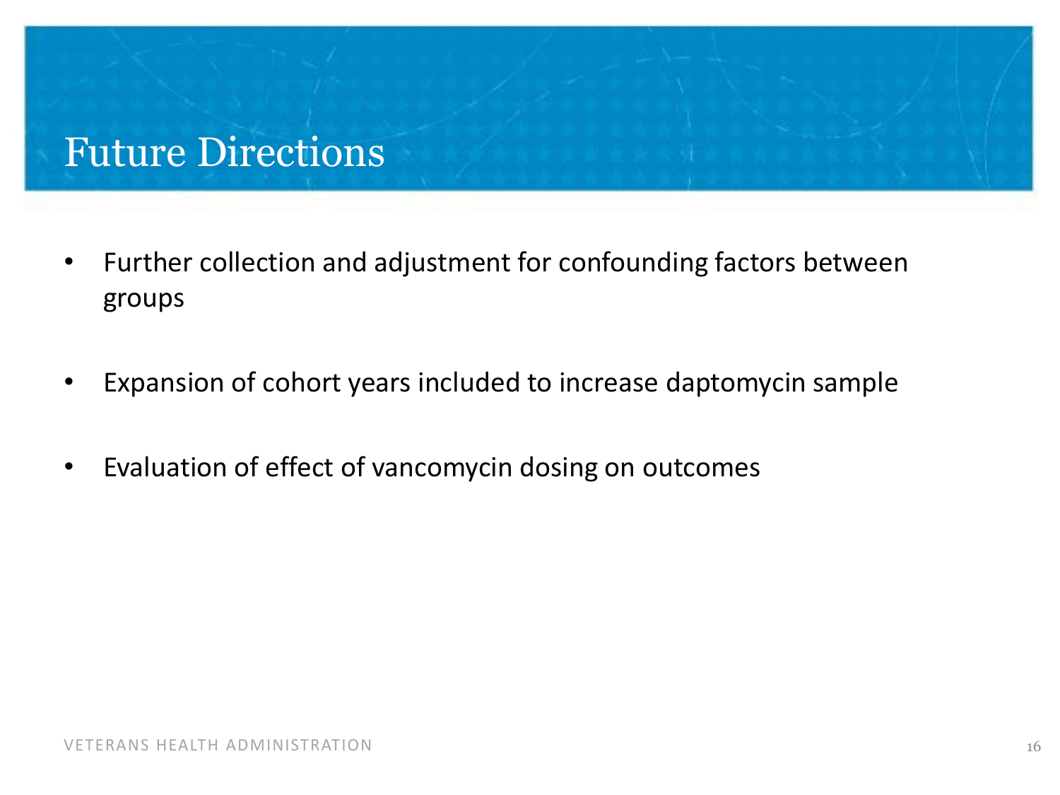# Future Directions

- Further collection and adjustment for confounding factors between groups
- Expansion of cohort years included to increase daptomycin sample
- Evaluation of effect of vancomycin dosing on outcomes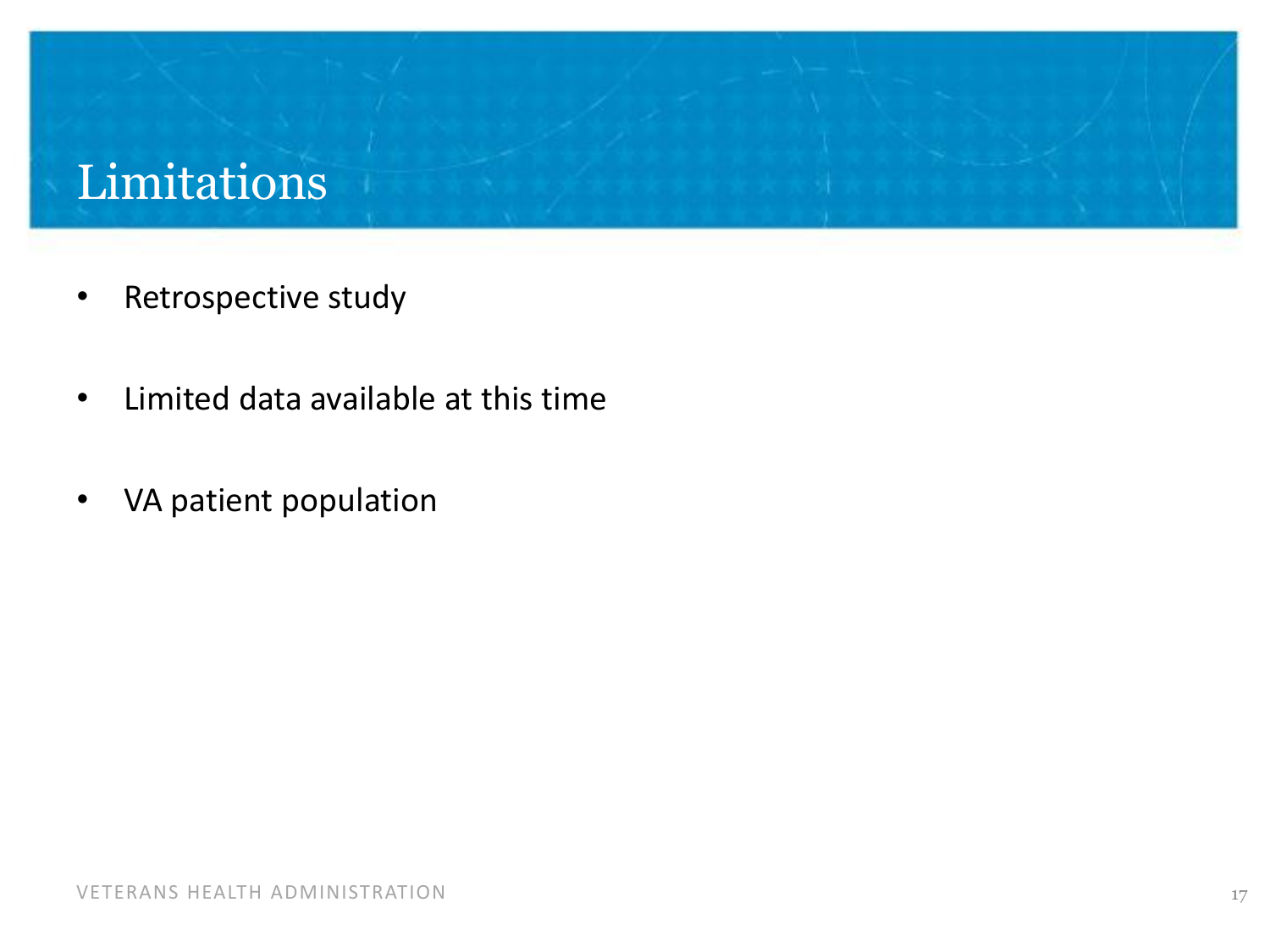# Limitations

- Retrospective study
- Limited data available at this time
- VA patient population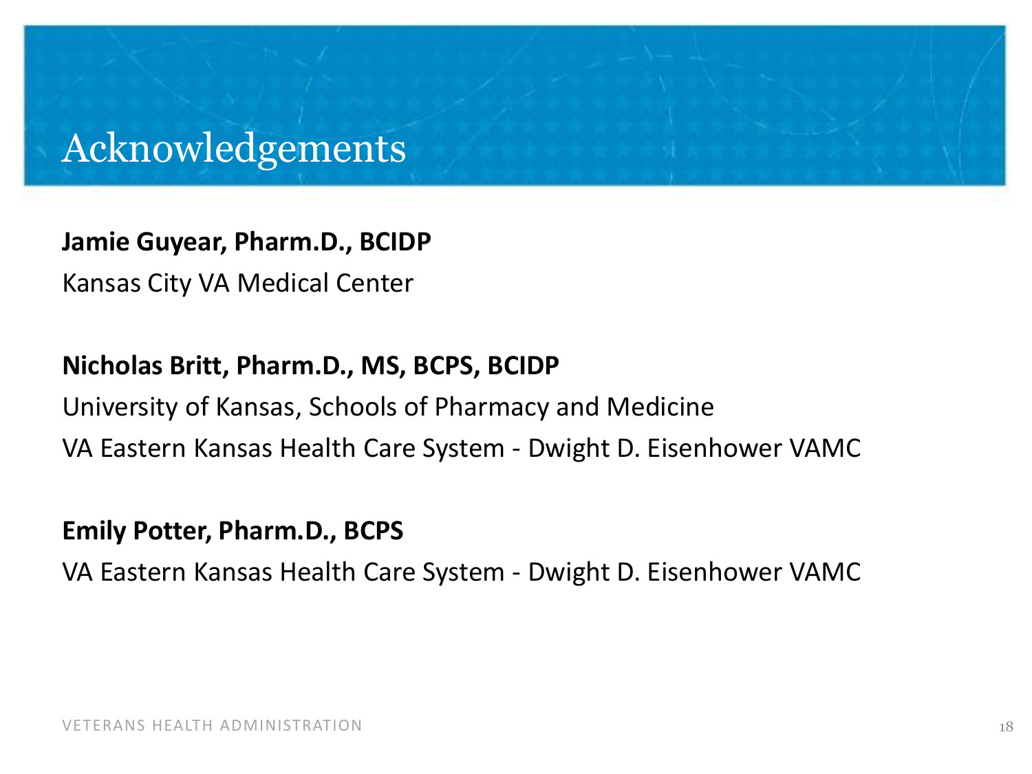# Acknowledgements

**Jamie Guyear, Pharm.D., BCIDP**

Kansas City VA Medical Center

**Nicholas Britt, Pharm.D., MS, BCPS, BCIDP**

University of Kansas, Schools of Pharmacy and Medicine

VA Eastern Kansas Health Care System - Dwight D. Eisenhower VAMC

**Emily Potter, Pharm.D., BCPS**

VA Eastern Kansas Health Care System - Dwight D. Eisenhower VAMC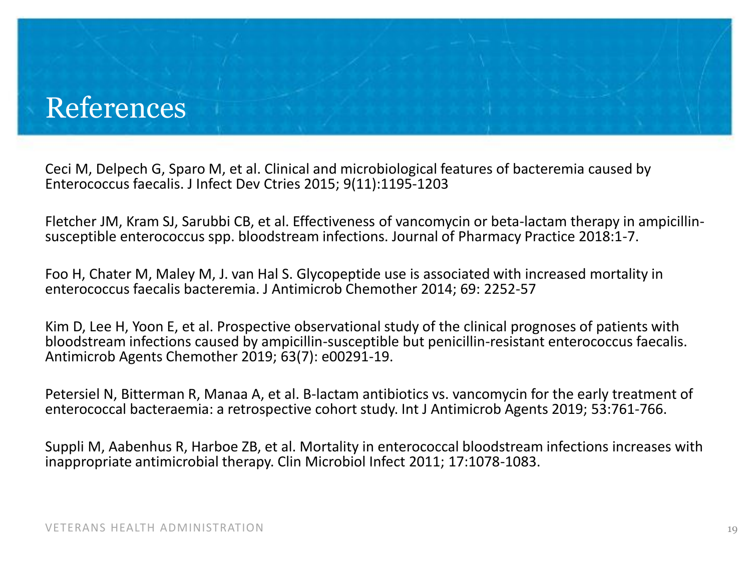# References

Ceci M, Delpech G, Sparo M, et al. Clinical and microbiological features of bacteremia caused by Enterococcus faecalis. J Infect Dev Ctries 2015; 9(11):1195-1203

Fletcher JM, Kram SJ, Sarubbi CB, et al. Effectiveness of vancomycin or beta-lactam therapy in ampicillin-susceptible enterococcus spp. bloodstream infections. Journal of Pharmacy Practice 2018:1-7.

Foo H, Chater M, Maley M, J. van Hal S. Glycopeptide use is associated with increased mortality in enterococcus faecalis bacteremia. J Antimicrob Chemother 2014; 69: 2252-57

Kim D, Lee H, Yoon E, et al. Prospective observational study of the clinical prognoses of patients with bloodstream infections caused by ampicillin-susceptible but penicillin-resistant enterococcus faecalis. Antimicrob Agents Chemother 2019; 63(7): e00291-19.

Petersiel N, Bitterman R, Manaa A, et al. B-lactam antibiotics vs. vancomycin for the early treatment of enterococcal bacteraemia: a retrospective cohort study. Int J Antimicrob Agents 2019; 53:761-766.

Suppli M, Aabenhus R, Harboe ZB, et al. Mortality in enterococcal bloodstream infections increases with inappropriate antimicrobial therapy. Clin Microbiol Infect 2011; 17:1078-1083.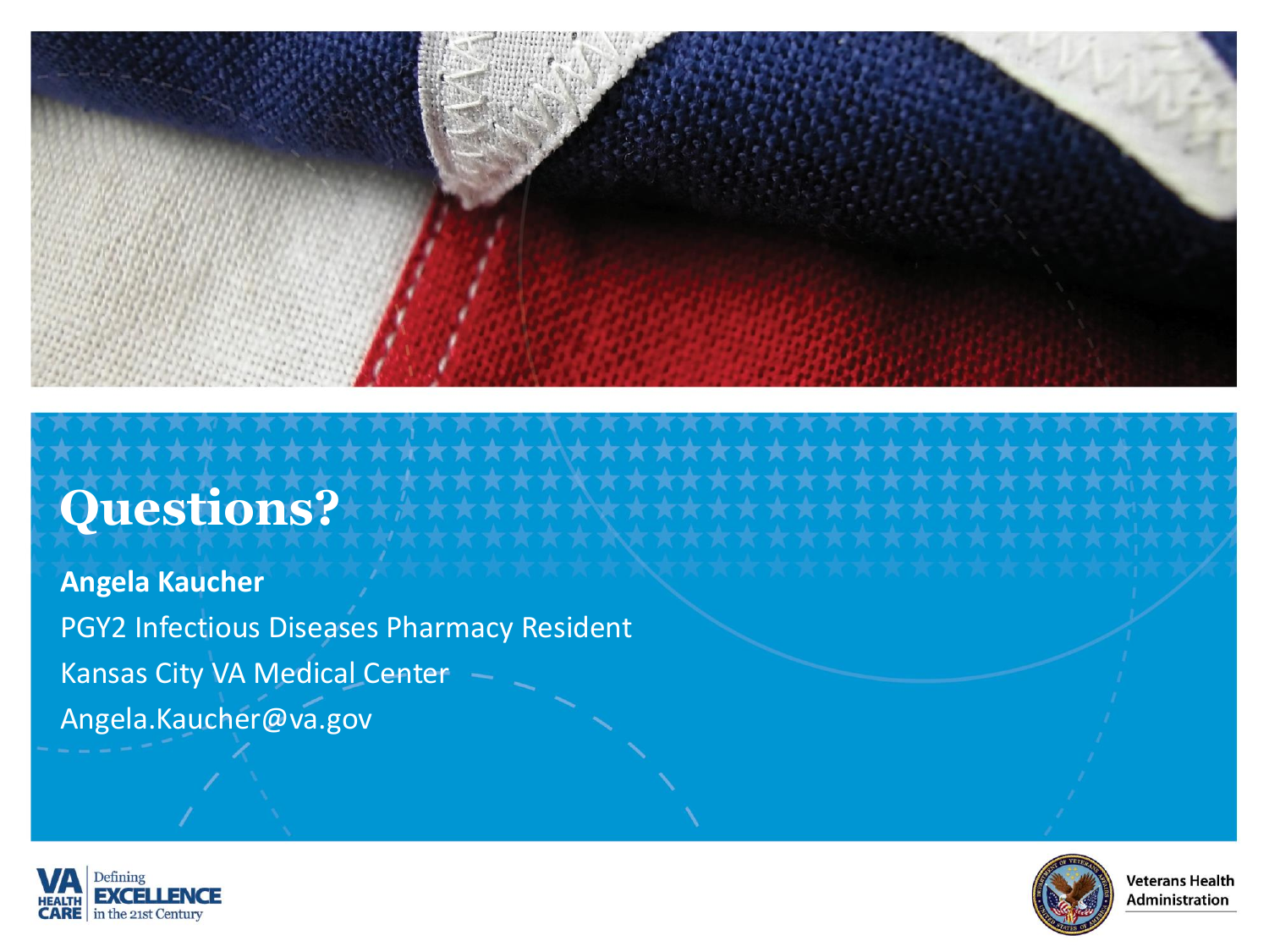# Questions?

**Angela Kaucher**

PGY2 Infectious Diseases Pharmacy Resident

Kansas City VA Medical Center

Angela.Kaucher@va.gov